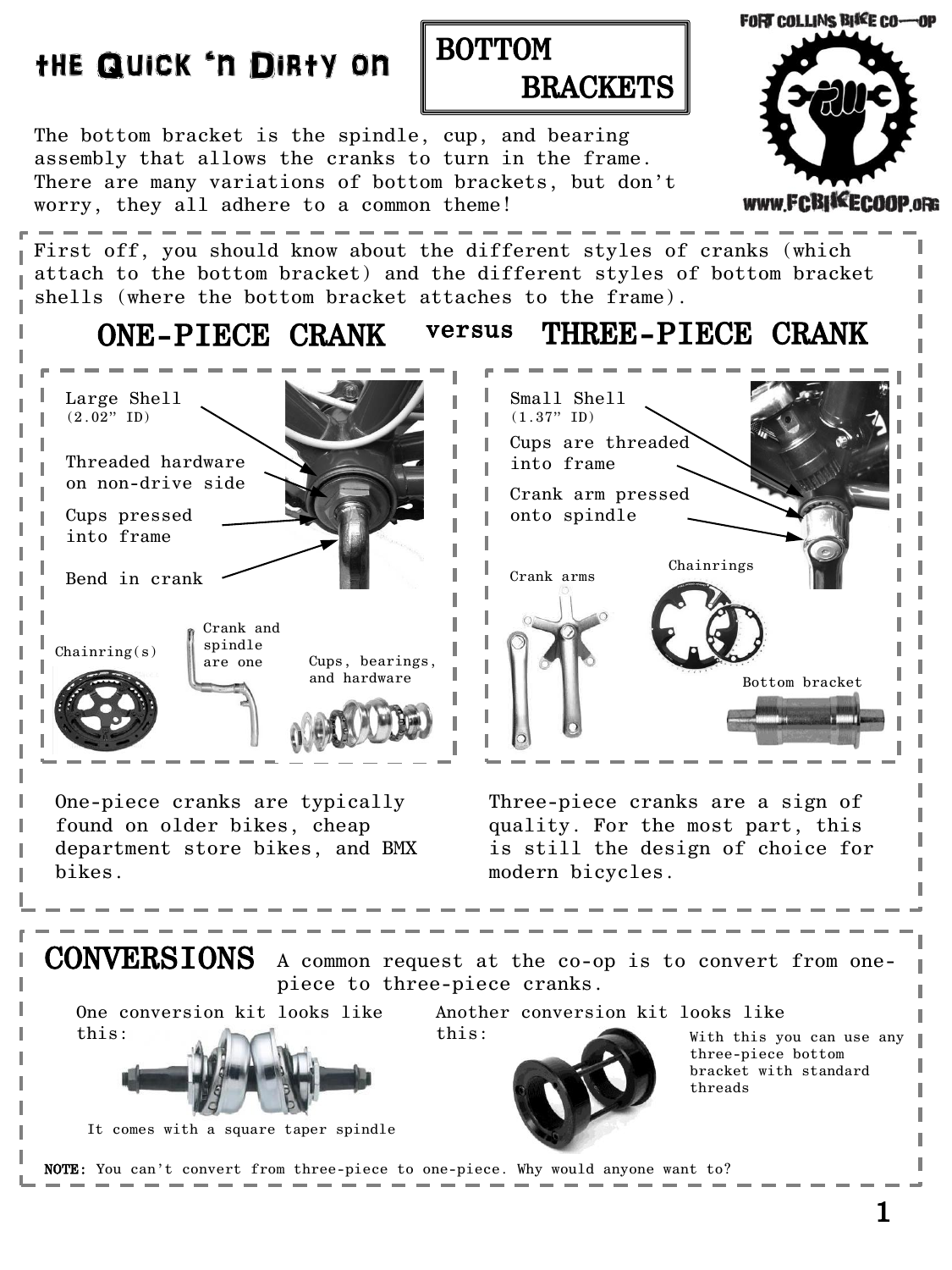# the Quick 'n Dirty on BOTTOM BRACKETS

FORT COLLINS BIKE CO-OP

WWW.FCBIKECOOP.ORG

The bottom bracket is the spindle, cup, and bearing assembly that allows the cranks to turn in the frame. There are many variations of bottom brackets, but don't worry, they all adhere to a common theme!

First off, you should know about the different styles of cranks (which attach to the bottom bracket) and the different styles of bottom bracket shells (where the bottom bracket attaches to the frame).

## ONE-PIECE CRANK versus THREE-PIECE CRANK

### One-piece crank

- Large Shell (2.02" ID)
- Threaded hardware on non-drive side
- Cups pressed into frame
- Bend in crank

Chainring(s)

Crank and spindle are one

Cups, bearings, and hardware

One-piece cranks are typically found on older bikes, cheap department store bikes, and BMX bikes.

### Three-piece crank

- Small Shell (1.37" ID)
- Cups are threaded into frame
- Crank arm pressed onto spindle

Crank arms

Chainrings

Bottom bracket

Three-piece cranks are a sign of quality. For the most part, this is still the design of choice for modern bicycles.

## CONVERSIONS

A common request at the co-op is to convert from one-piece to three-piece cranks.

One conversion kit looks like this:

It comes with a square taper spindle

Another conversion kit looks like this:

With this you can use any three-piece bottom bracket with standard threads

**NOTE:** You can't convert from three-piece to one-piece. Why would anyone want to?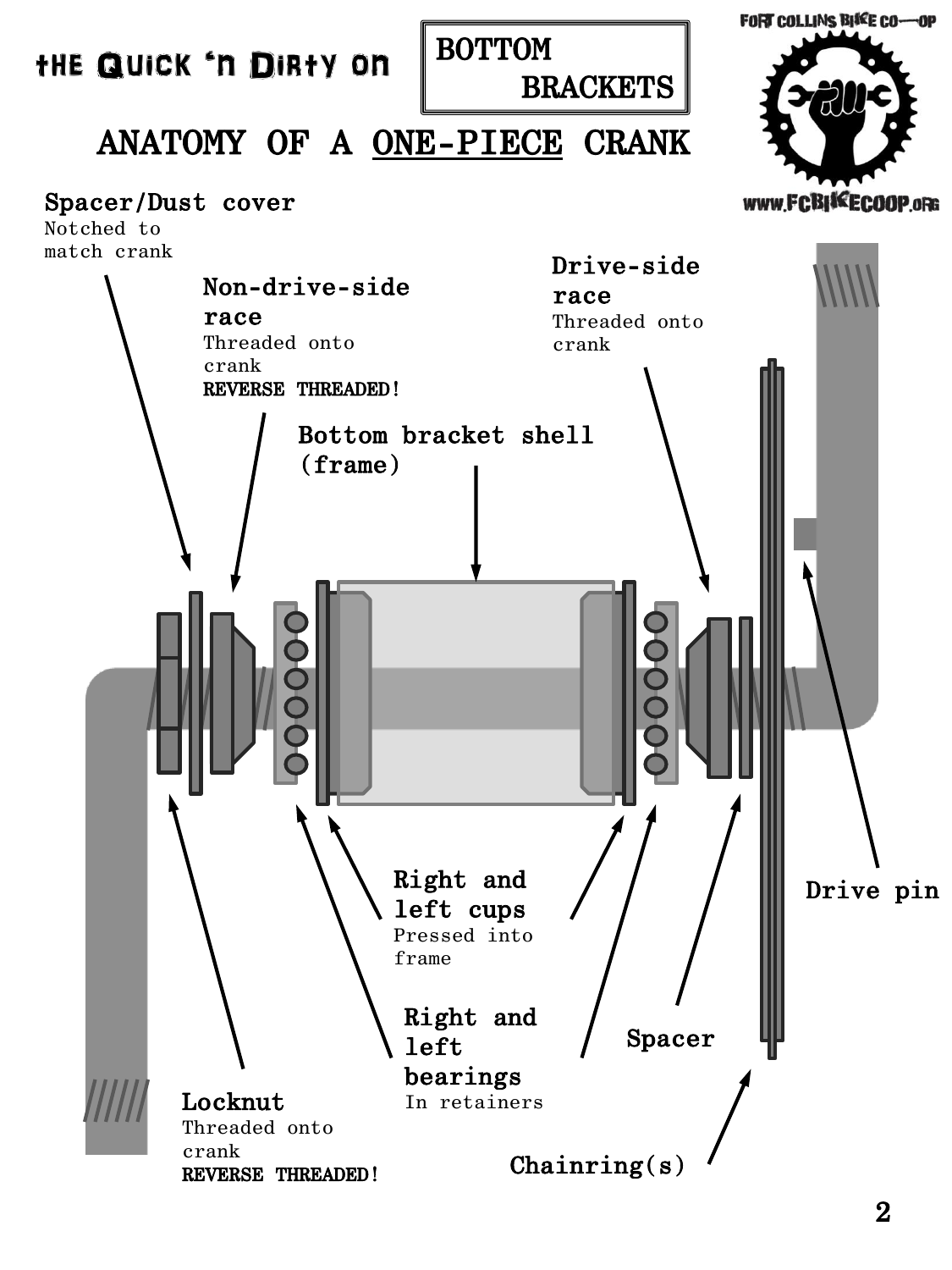# the Quick 'n Dirty on BOTTOM BRACKETS

## ANATOMY OF A ONE-PIECE CRANK

**Spacer/Dust cover**
Notched to match crank

**Non-drive-side race**
Threaded onto crank
**REVERSE THREADED!**

**Drive-side race**
Threaded onto crank

**Bottom bracket shell (frame)**

**Right and left cups**
Pressed into frame

**Drive pin**

**Right and left bearings**
In retainers

**Spacer**

**Locknut**
Threaded onto crank
**REVERSE THREADED!**

**Chainring(s)**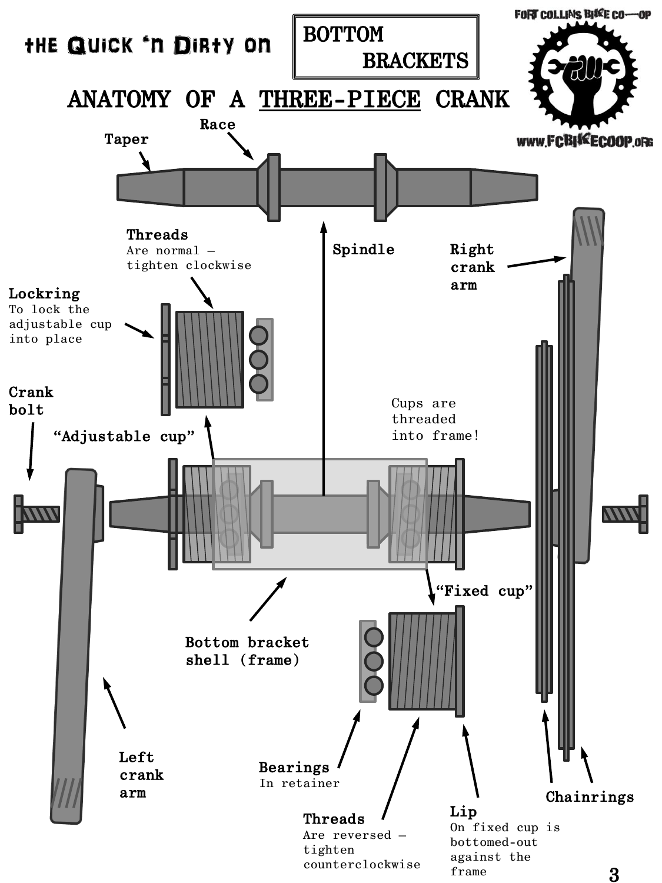# the Quick 'n Dirty on BOTTOM BRACKETS

FORT COLLINS BIKE CO-OP

www.FCBIKECOOP.ORG

## ANATOMY OF A THREE-PIECE CRANK

**Taper**

**Race**

**Spindle**

**Right crank arm**

**Threads**
Are normal – tighten clockwise

**Lockring**
To lock the adjustable cup into place

**Crank bolt**

**"Adjustable cup"**

Cups are threaded into frame!

**"Fixed cup"**

**Bottom bracket shell (frame)**

**Left crank arm**

**Bearings**
In retainer

**Threads**
Are reversed – tighten counterclockwise

**Lip**
On fixed cup is bottomed-out against the frame

**Chainrings**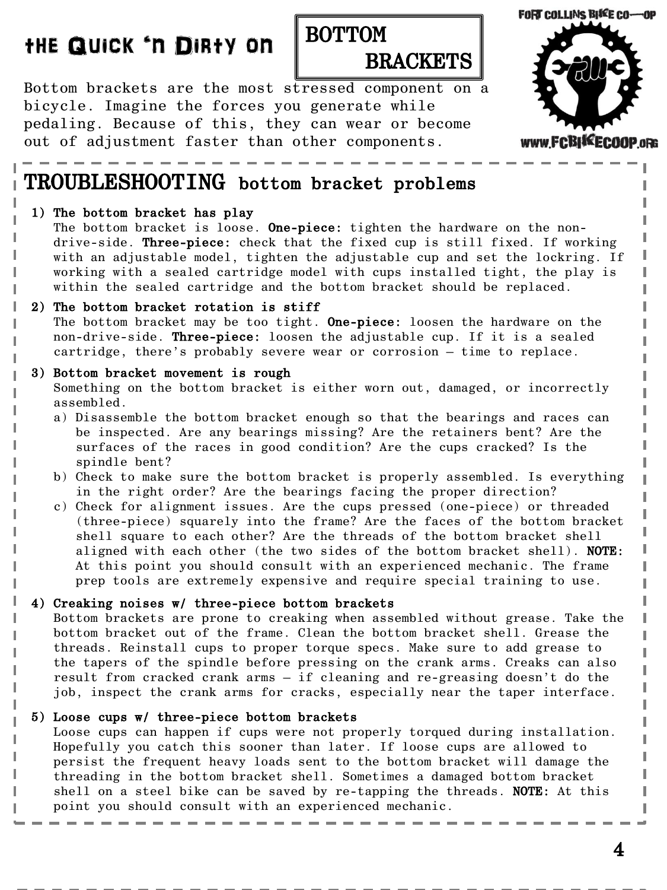# the Quick 'n Dirty on BOTTOM BRACKETS

Bottom brackets are the most stressed component on a bicycle. Imagine the forces you generate while pedaling. Because of this, they can wear or become out of adjustment faster than other components.

FORT COLLINS BIKE CO-OP

WWW.FCBIKECOOP.ORG

## TROUBLESHOOTING bottom bracket problems

**1) The bottom bracket has play**
The bottom bracket is loose. **One-piece:** tighten the hardware on the non-drive-side. **Three-piece:** check that the fixed cup is still fixed. If working with an adjustable model, tighten the adjustable cup and set the lockring. If working with a sealed cartridge model with cups installed tight, the play is within the sealed cartridge and the bottom bracket should be replaced.

**2) The bottom bracket rotation is stiff**
The bottom bracket may be too tight. **One-piece:** loosen the hardware on the non-drive-side. **Three-piece:** loosen the adjustable cup. If it is a sealed cartridge, there's probably severe wear or corrosion – time to replace.

**3) Bottom bracket movement is rough**
Something on the bottom bracket is either worn out, damaged, or incorrectly assembled.

a) Disassemble the bottom bracket enough so that the bearings and races can be inspected. Are any bearings missing? Are the retainers bent? Are the surfaces of the races in good condition? Are the cups cracked? Is the spindle bent?
b) Check to make sure the bottom bracket is properly assembled. Is everything in the right order? Are the bearings facing the proper direction?
c) Check for alignment issues. Are the cups pressed (one-piece) or threaded (three-piece) squarely into the frame? Are the faces of the bottom bracket shell square to each other? Are the threads of the bottom bracket shell aligned with each other (the two sides of the bottom bracket shell). **NOTE:** At this point you should consult with an experienced mechanic. The frame prep tools are extremely expensive and require special training to use.

**4) Creaking noises w/ three-piece bottom brackets**
Bottom brackets are prone to creaking when assembled without grease. Take the bottom bracket out of the frame. Clean the bottom bracket shell. Grease the threads. Reinstall cups to proper torque specs. Make sure to add grease to the tapers of the spindle before pressing on the crank arms. Creaks can also result from cracked crank arms – if cleaning and re-greasing doesn't do the job, inspect the crank arms for cracks, especially near the taper interface.

**5) Loose cups w/ three-piece bottom brackets**
Loose cups can happen if cups were not properly torqued during installation. Hopefully you catch this sooner than later. If loose cups are allowed to persist the frequent heavy loads sent to the bottom bracket will damage the threading in the bottom bracket shell. Sometimes a damaged bottom bracket shell on a steel bike can be saved by re-tapping the threads. **NOTE:** At this point you should consult with an experienced mechanic.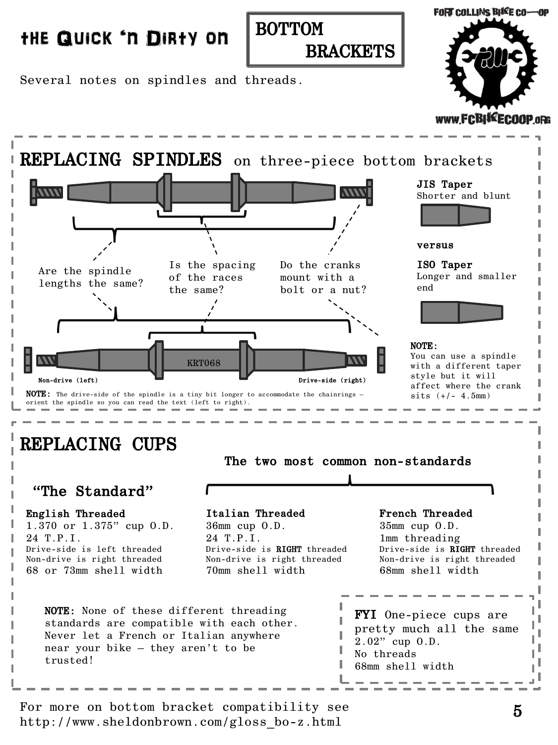# the Quick 'n Dirty on BOTTOM BRACKETS

Several notes on spindles and threads.

FORT COLLINS BIKE CO-OP

WWW.FCBIKECOOP.ORG

## REPLACING SPINDLES on three-piece bottom brackets

Are the spindle lengths the same?

Is the spacing of the races the same?

Do the cranks mount with a bolt or a nut?

KRT068

Non-drive (left)

Drive-side (right)

**NOTE:** The drive-side of the spindle is a tiny bit longer to accommodate the chainrings – orient the spindle so you can read the text (left to right).

**JIS Taper**
Shorter and blunt

**versus**

**ISO Taper**
Longer and smaller end

**NOTE:**
You can use a spindle with a different taper style but it will affect where the crank sits (+/- 4.5mm)

## REPLACING CUPS

### "The Standard"

**English Threaded**
1.370 or 1.375" cup O.D.
24 T.P.I.
Drive-side is left threaded
Non-drive is right threaded
68 or 73mm shell width

### The two most common non-standards

**Italian Threaded**
36mm cup O.D.
24 T.P.I.
Drive-side is **RIGHT** threaded
Non-drive is right threaded
70mm shell width

**French Threaded**
35mm cup O.D.
1mm threading
Drive-side is **RIGHT** threaded
Non-drive is right threaded
68mm shell width

**NOTE:** None of these different threading standards are compatible with each other. Never let a French or Italian anywhere near your bike – they aren't to be trusted!

**FYI** One-piece cups are pretty much all the same
2.02" cup O.D.
No threads
68mm shell width

For more on bottom bracket compatibility see http://www.sheldonbrown.com/gloss_bo-z.html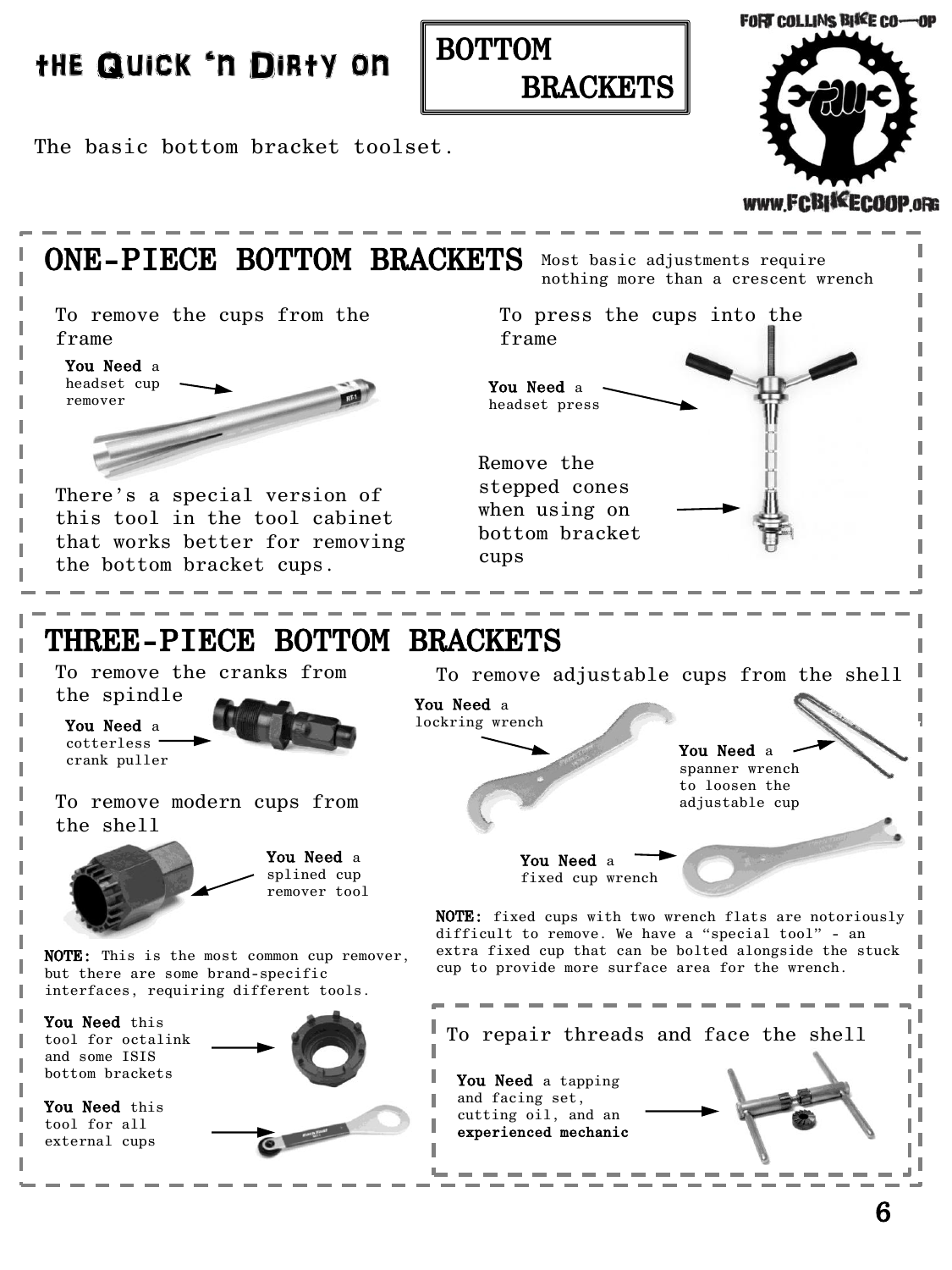# the Quick 'n Dirty on BOTTOM BRACKETS

FORT COLLINS BIKE CO-OP
www.FCBIKECOOP.org

The basic bottom bracket toolset.

## ONE-PIECE BOTTOM BRACKETS

Most basic adjustments require nothing more than a crescent wrench

To remove the cups from the frame

**You Need** a headset cup remover

There's a special version of this tool in the tool cabinet that works better for removing the bottom bracket cups.

To press the cups into the frame

**You Need** a headset press

Remove the stepped cones when using on bottom bracket cups

## THREE-PIECE BOTTOM BRACKETS

To remove the cranks from the spindle

**You Need** a cotterless crank puller

To remove modern cups from the shell

**You Need** a splined cup remover tool

**NOTE:** This is the most common cup remover, but there are some brand-specific interfaces, requiring different tools.

**You Need** this tool for octalink and some ISIS bottom brackets

**You Need** this tool for all external cups

To remove adjustable cups from the shell

**You Need** a lockring wrench

**You Need** a spanner wrench to loosen the adjustable cup

**You Need** a fixed cup wrench

**NOTE:** fixed cups with two wrench flats are notoriously difficult to remove. We have a "special tool" - an extra fixed cup that can be bolted alongside the stuck cup to provide more surface area for the wrench.

To repair threads and face the shell

**You Need** a tapping and facing set, cutting oil, and an **experienced mechanic**